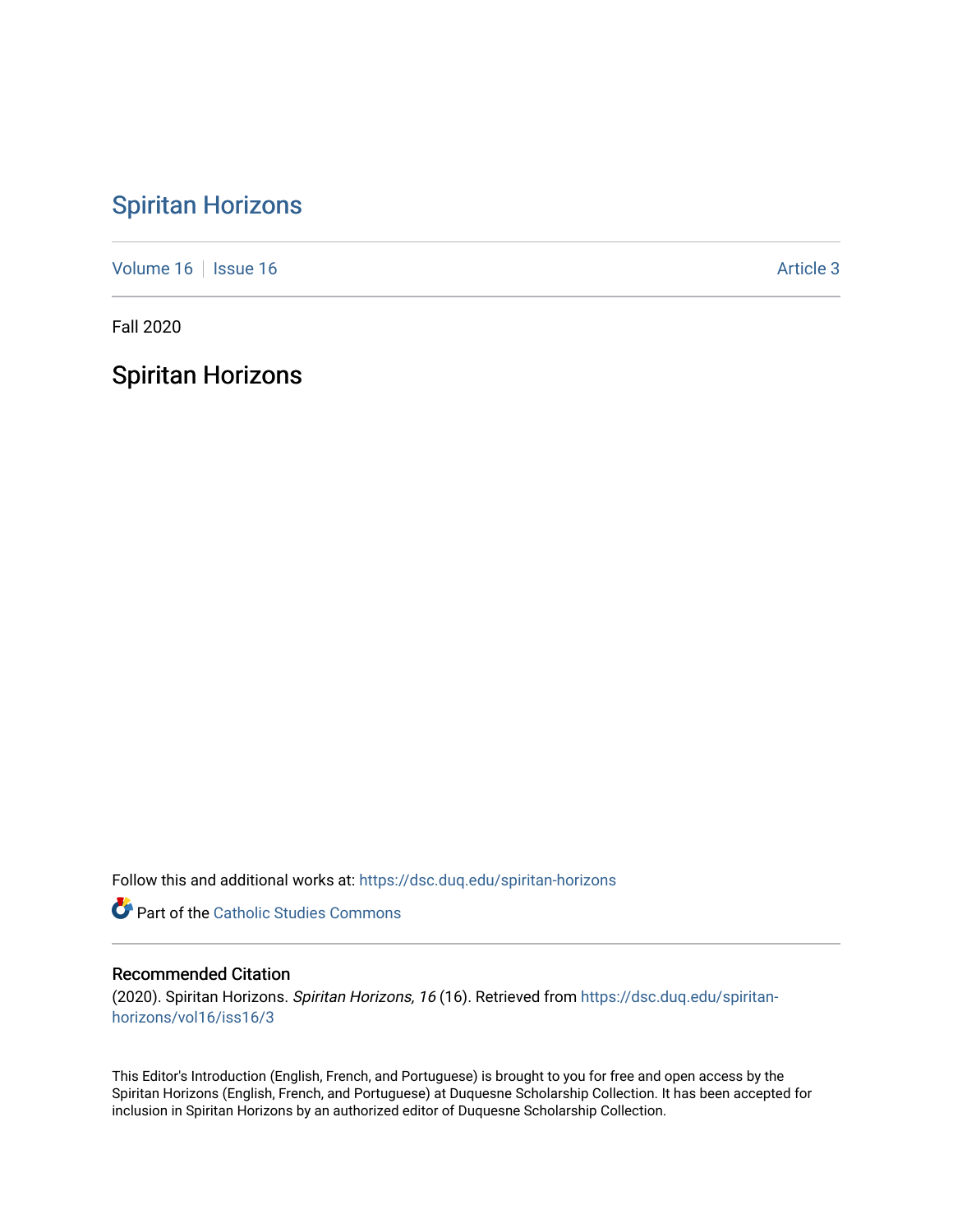# Spiritan Horizons

Volume 16 | Issue 16 — Article 3

Fall 2020

## Spiritan Horizons

Follow this and additional works at: https://dsc.duq.edu/spiritan-horizons

Part of the Catholic Studies Commons

### Recommended Citation

(2020). Spiritan Horizons. *Spiritan Horizons, 16* (16). Retrieved from https://dsc.duq.edu/spiritan-horizons/vol16/iss16/3

This Editor's Introduction (English, French, and Portuguese) is brought to you for free and open access by the Spiritan Horizons (English, French, and Portuguese) at Duquesne Scholarship Collection. It has been accepted for inclusion in Spiritan Horizons by an authorized editor of Duquesne Scholarship Collection.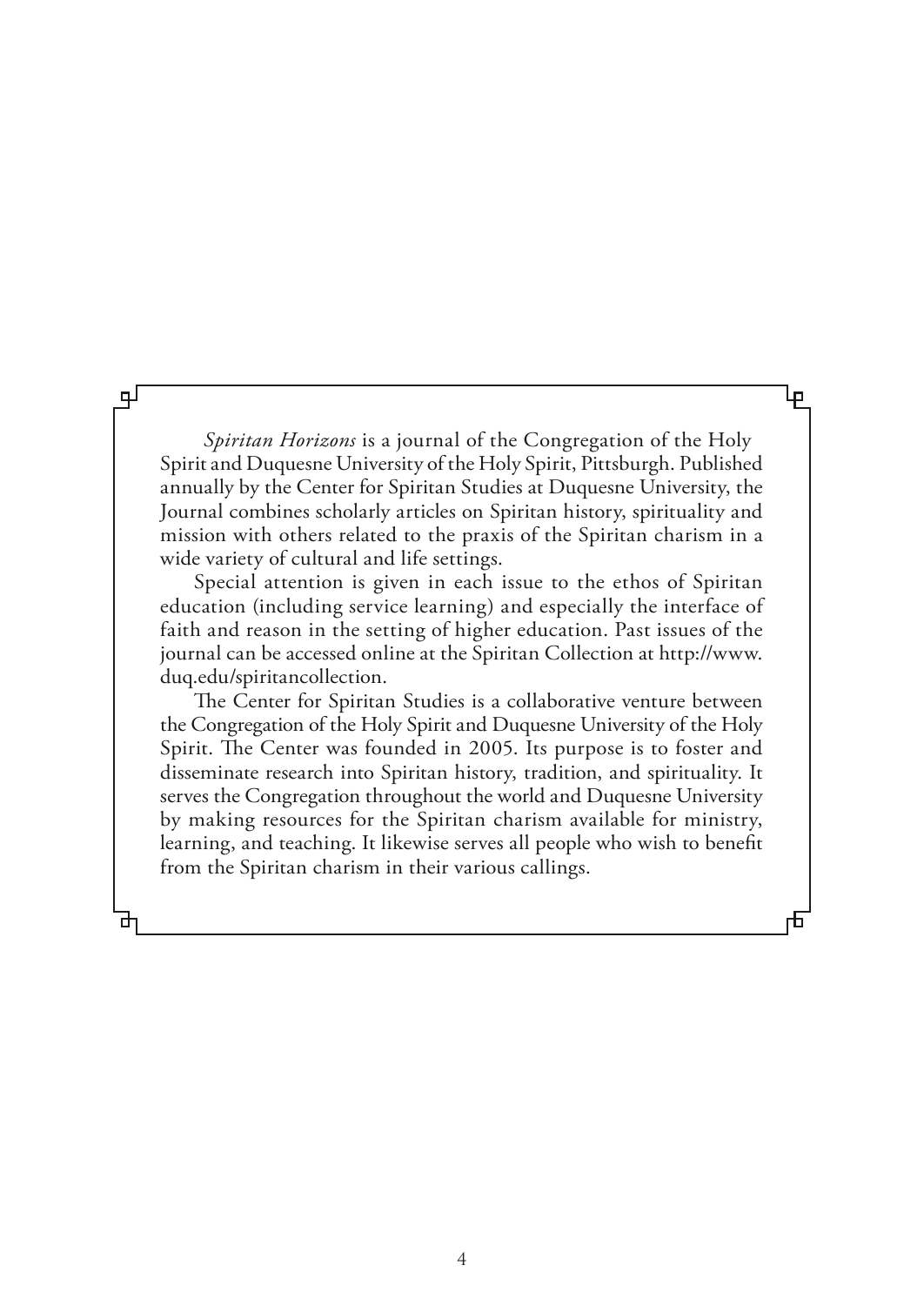*Spiritan Horizons* is a journal of the Congregation of the Holy Spirit and Duquesne University of the Holy Spirit, Pittsburgh. Published annually by the Center for Spiritan Studies at Duquesne University, the Journal combines scholarly articles on Spiritan history, spirituality and mission with others related to the praxis of the Spiritan charism in a wide variety of cultural and life settings.

Special attention is given in each issue to the ethos of Spiritan education (including service learning) and especially the interface of faith and reason in the setting of higher education. Past issues of the journal can be accessed online at the Spiritan Collection at http://www.duq.edu/spiritancollection.

The Center for Spiritan Studies is a collaborative venture between the Congregation of the Holy Spirit and Duquesne University of the Holy Spirit. The Center was founded in 2005. Its purpose is to foster and disseminate research into Spiritan history, tradition, and spirituality. It serves the Congregation throughout the world and Duquesne University by making resources for the Spiritan charism available for ministry, learning, and teaching. It likewise serves all people who wish to benefit from the Spiritan charism in their various callings.